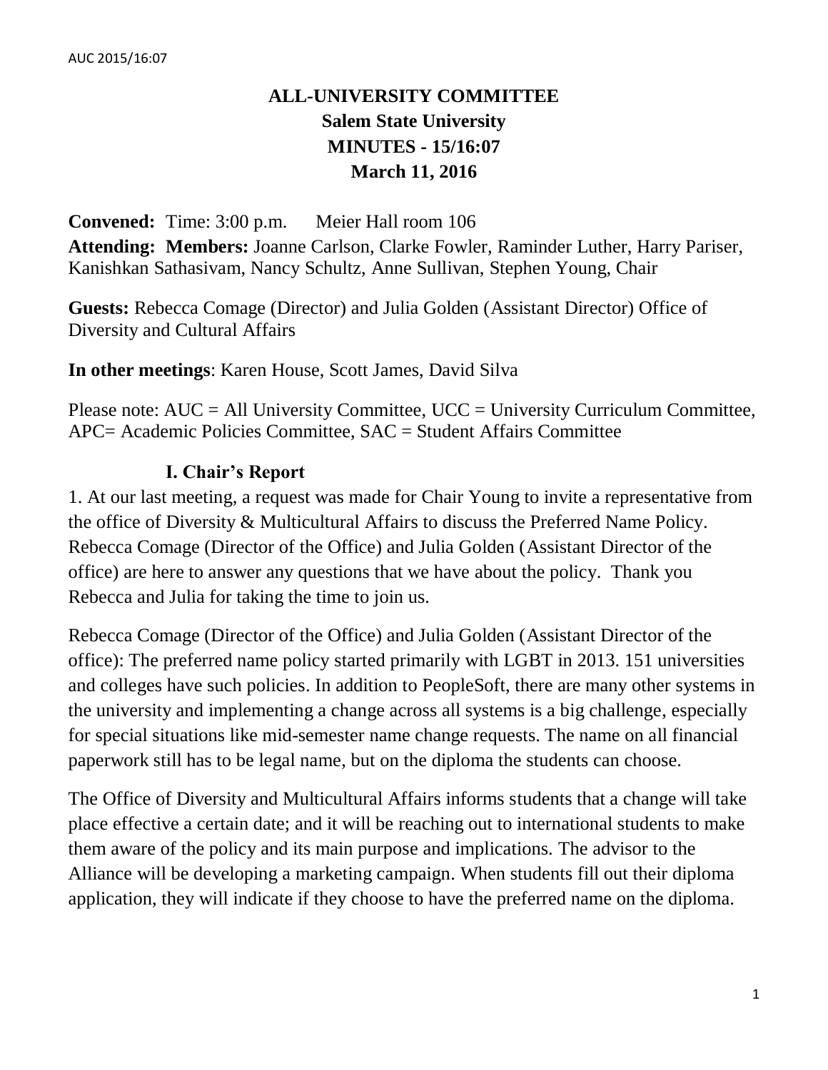# ALL-UNIVERSITY COMMITTEE
## Salem State University
## MINUTES - 15/16:07
## March 11, 2016

**Convened:** Time: 3:00 p.m. Meier Hall room 106

**Attending:** **Members:** Joanne Carlson, Clarke Fowler, Raminder Luther, Harry Pariser, Kanishkan Sathasivam, Nancy Schultz, Anne Sullivan, Stephen Young, Chair

**Guests:** Rebecca Comage (Director) and Julia Golden (Assistant Director) Office of Diversity and Cultural Affairs

**In other meetings**: Karen House, Scott James, David Silva

Please note: AUC = All University Committee, UCC = University Curriculum Committee, APC= Academic Policies Committee, SAC = Student Affairs Committee

### I. Chair's Report

1. At our last meeting, a request was made for Chair Young to invite a representative from the office of Diversity & Multicultural Affairs to discuss the Preferred Name Policy. Rebecca Comage (Director of the Office) and Julia Golden (Assistant Director of the office) are here to answer any questions that we have about the policy. Thank you Rebecca and Julia for taking the time to join us.

Rebecca Comage (Director of the Office) and Julia Golden (Assistant Director of the office): The preferred name policy started primarily with LGBT in 2013. 151 universities and colleges have such policies. In addition to PeopleSoft, there are many other systems in the university and implementing a change across all systems is a big challenge, especially for special situations like mid-semester name change requests. The name on all financial paperwork still has to be legal name, but on the diploma the students can choose.

The Office of Diversity and Multicultural Affairs informs students that a change will take place effective a certain date; and it will be reaching out to international students to make them aware of the policy and its main purpose and implications. The advisor to the Alliance will be developing a marketing campaign. When students fill out their diploma application, they will indicate if they choose to have the preferred name on the diploma.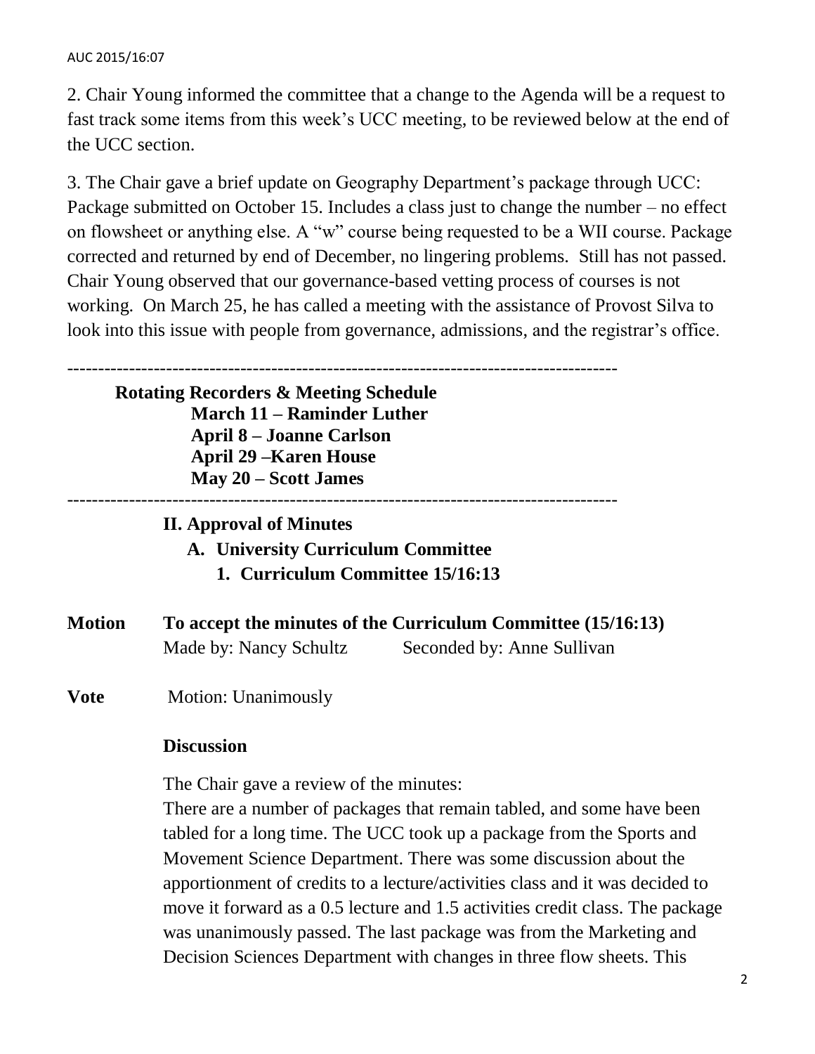2. Chair Young informed the committee that a change to the Agenda will be a request to fast track some items from this week's UCC meeting, to be reviewed below at the end of the UCC section.

3. The Chair gave a brief update on Geography Department's package through UCC: Package submitted on October 15. Includes a class just to change the number – no effect on flowsheet or anything else. A "w" course being requested to be a WII course. Package corrected and returned by end of December, no lingering problems. Still has not passed. Chair Young observed that our governance-based vetting process of courses is not working. On March 25, he has called a meeting with the assistance of Provost Silva to look into this issue with people from governance, admissions, and the registrar's office.

---

**Rotating Recorders & Meeting Schedule**
**March 11 – Raminder Luther**
**April 8 – Joanne Carlson**
**April 29 –Karen House**
**May 20 – Scott James**

---

**II. Approval of Minutes**

**A. University Curriculum Committee**

**1. Curriculum Committee 15/16:13**

**Motion** **To accept the minutes of the Curriculum Committee (15/16:13)**
Made by: Nancy Schultz Seconded by: Anne Sullivan

**Vote** Motion: Unanimously

**Discussion**

The Chair gave a review of the minutes:
There are a number of packages that remain tabled, and some have been tabled for a long time. The UCC took up a package from the Sports and Movement Science Department. There was some discussion about the apportionment of credits to a lecture/activities class and it was decided to move it forward as a 0.5 lecture and 1.5 activities credit class. The package was unanimously passed. The last package was from the Marketing and Decision Sciences Department with changes in three flow sheets. This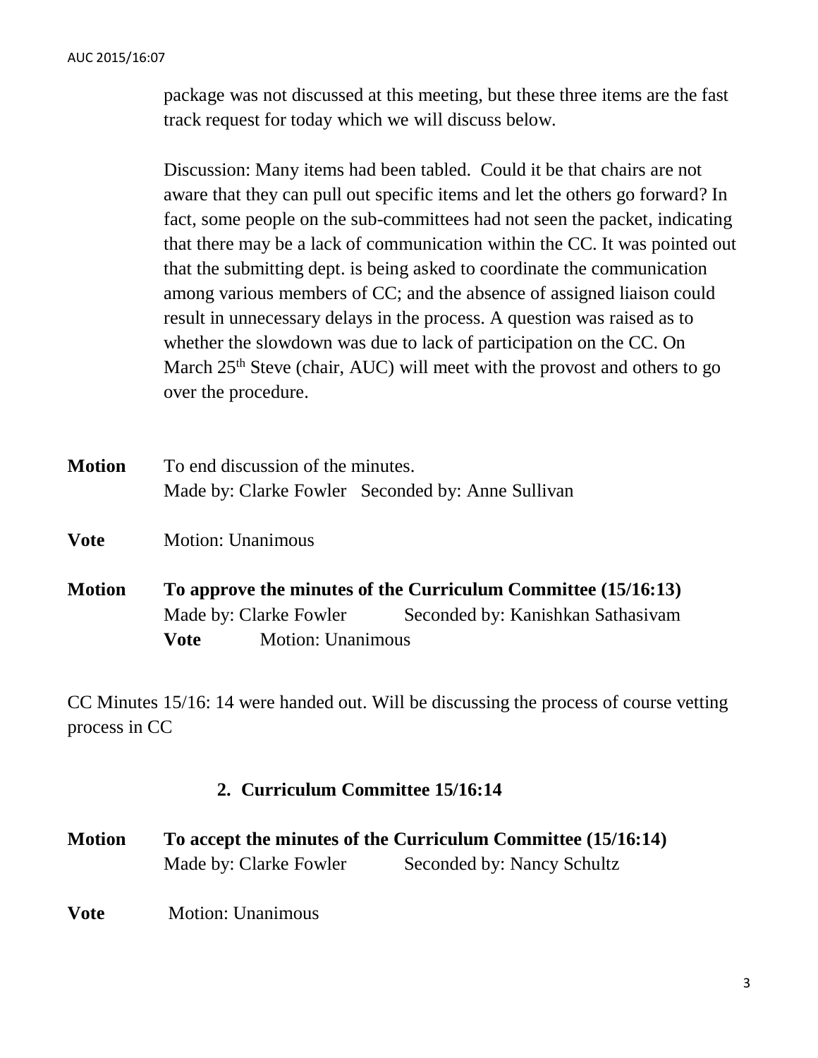package was not discussed at this meeting, but these three items are the fast track request for today which we will discuss below.

Discussion: Many items had been tabled. Could it be that chairs are not aware that they can pull out specific items and let the others go forward? In fact, some people on the sub-committees had not seen the packet, indicating that there may be a lack of communication within the CC. It was pointed out that the submitting dept. is being asked to coordinate the communication among various members of CC; and the absence of assigned liaison could result in unnecessary delays in the process. A question was raised as to whether the slowdown was due to lack of participation on the CC. On March 25th Steve (chair, AUC) will meet with the provost and others to go over the procedure.

**Motion** To end discussion of the minutes.
Made by: Clarke Fowler Seconded by: Anne Sullivan

**Vote** Motion: Unanimous

**Motion** **To approve the minutes of the Curriculum Committee (15/16:13)**
Made by: Clarke Fowler Seconded by: Kanishkan Sathasivam
**Vote** Motion: Unanimous

CC Minutes 15/16: 14 were handed out. Will be discussing the process of course vetting process in CC

## 2. Curriculum Committee 15/16:14

**Motion** **To accept the minutes of the Curriculum Committee (15/16:14)**
Made by: Clarke Fowler Seconded by: Nancy Schultz

**Vote** Motion: Unanimous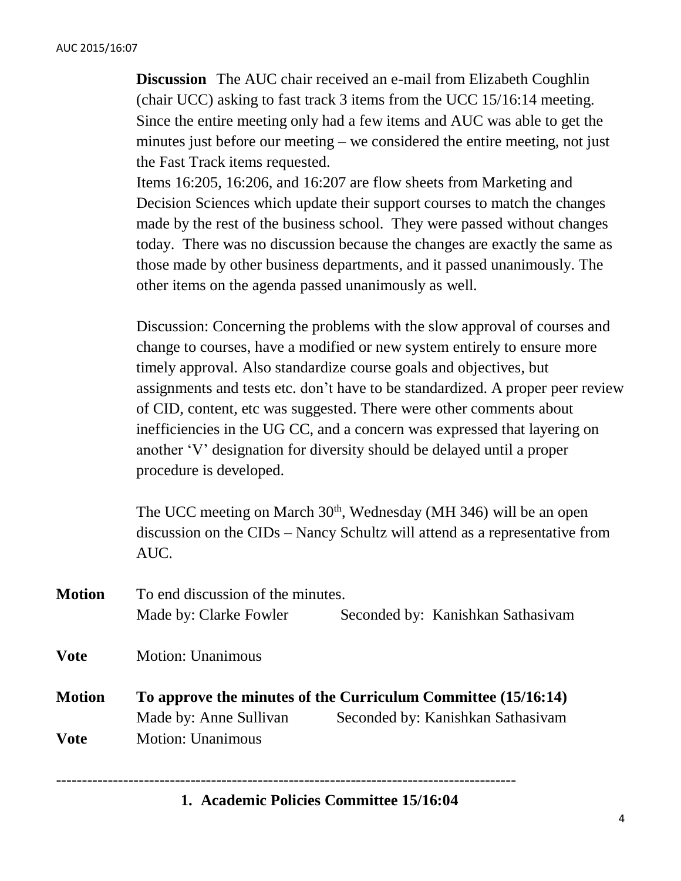**Discussion** The AUC chair received an e-mail from Elizabeth Coughlin (chair UCC) asking to fast track 3 items from the UCC 15/16:14 meeting. Since the entire meeting only had a few items and AUC was able to get the minutes just before our meeting – we considered the entire meeting, not just the Fast Track items requested.

Items 16:205, 16:206, and 16:207 are flow sheets from Marketing and Decision Sciences which update their support courses to match the changes made by the rest of the business school. They were passed without changes today. There was no discussion because the changes are exactly the same as those made by other business departments, and it passed unanimously. The other items on the agenda passed unanimously as well.

Discussion: Concerning the problems with the slow approval of courses and change to courses, have a modified or new system entirely to ensure more timely approval. Also standardize course goals and objectives, but assignments and tests etc. don't have to be standardized. A proper peer review of CID, content, etc was suggested. There were other comments about inefficiencies in the UG CC, and a concern was expressed that layering on another 'V' designation for diversity should be delayed until a proper procedure is developed.

The UCC meeting on March 30th, Wednesday (MH 346) will be an open discussion on the CIDs – Nancy Schultz will attend as a representative from AUC.

**Motion** To end discussion of the minutes.
Made by: Clarke Fowler Seconded by: Kanishkan Sathasivam

**Vote** Motion: Unanimous

**Motion** **To approve the minutes of the Curriculum Committee (15/16:14)**
Made by: Anne Sullivan Seconded by: Kanishkan Sathasivam

**Vote** Motion: Unanimous

---

**1. Academic Policies Committee 15/16:04**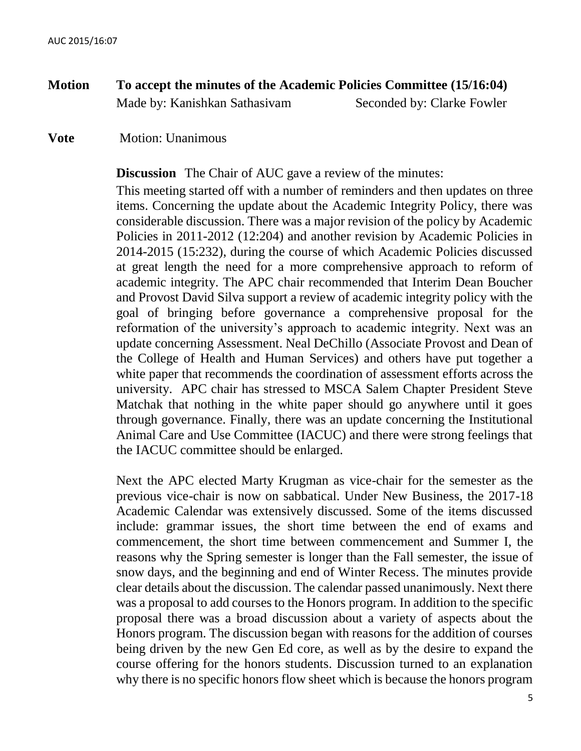**Motion** **To accept the minutes of the Academic Policies Committee (15/16:04)**

Made by: Kanishkan Sathasivam    Seconded by: Clarke Fowler

**Vote** Motion: Unanimous

**Discussion** The Chair of AUC gave a review of the minutes:

This meeting started off with a number of reminders and then updates on three items. Concerning the update about the Academic Integrity Policy, there was considerable discussion. There was a major revision of the policy by Academic Policies in 2011-2012 (12:204) and another revision by Academic Policies in 2014-2015 (15:232), during the course of which Academic Policies discussed at great length the need for a more comprehensive approach to reform of academic integrity. The APC chair recommended that Interim Dean Boucher and Provost David Silva support a review of academic integrity policy with the goal of bringing before governance a comprehensive proposal for the reformation of the university's approach to academic integrity. Next was an update concerning Assessment. Neal DeChillo (Associate Provost and Dean of the College of Health and Human Services) and others have put together a white paper that recommends the coordination of assessment efforts across the university. APC chair has stressed to MSCA Salem Chapter President Steve Matchak that nothing in the white paper should go anywhere until it goes through governance. Finally, there was an update concerning the Institutional Animal Care and Use Committee (IACUC) and there were strong feelings that the IACUC committee should be enlarged.

Next the APC elected Marty Krugman as vice-chair for the semester as the previous vice-chair is now on sabbatical. Under New Business, the 2017-18 Academic Calendar was extensively discussed. Some of the items discussed include: grammar issues, the short time between the end of exams and commencement, the short time between commencement and Summer I, the reasons why the Spring semester is longer than the Fall semester, the issue of snow days, and the beginning and end of Winter Recess. The minutes provide clear details about the discussion. The calendar passed unanimously. Next there was a proposal to add courses to the Honors program. In addition to the specific proposal there was a broad discussion about a variety of aspects about the Honors program. The discussion began with reasons for the addition of courses being driven by the new Gen Ed core, as well as by the desire to expand the course offering for the honors students. Discussion turned to an explanation why there is no specific honors flow sheet which is because the honors program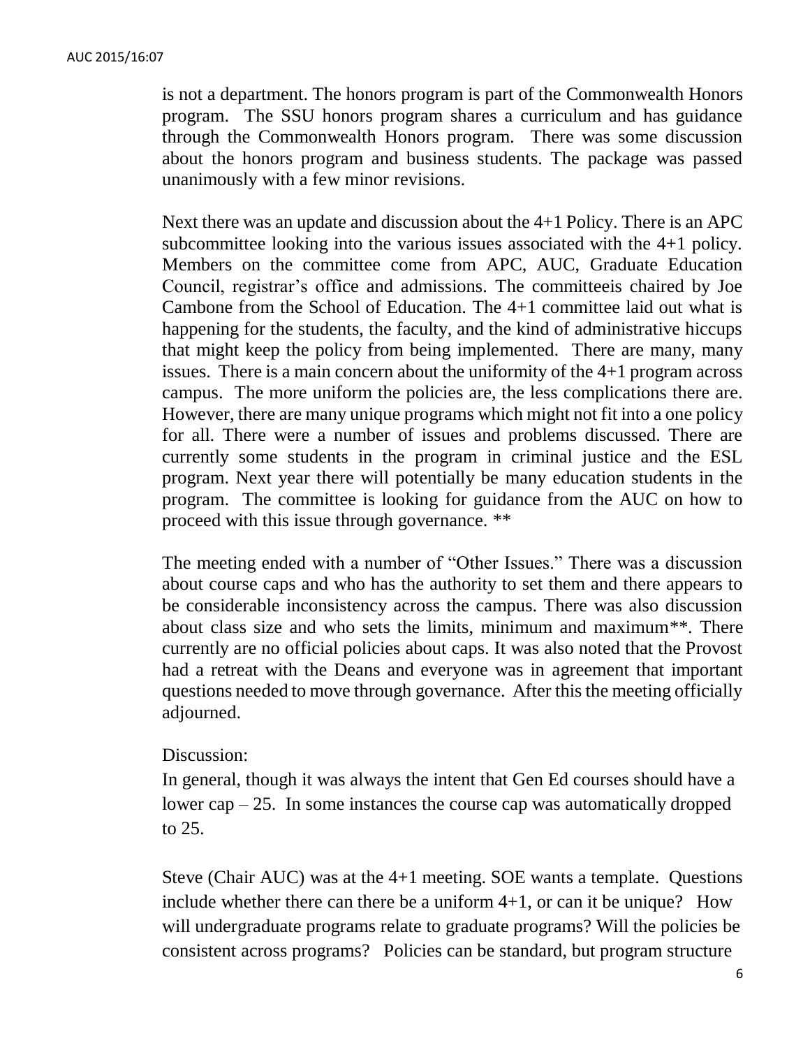is not a department. The honors program is part of the Commonwealth Honors program. The SSU honors program shares a curriculum and has guidance through the Commonwealth Honors program. There was some discussion about the honors program and business students. The package was passed unanimously with a few minor revisions.

Next there was an update and discussion about the 4+1 Policy. There is an APC subcommittee looking into the various issues associated with the 4+1 policy. Members on the committee come from APC, AUC, Graduate Education Council, registrar's office and admissions. The committeeis chaired by Joe Cambone from the School of Education. The 4+1 committee laid out what is happening for the students, the faculty, and the kind of administrative hiccups that might keep the policy from being implemented. There are many, many issues. There is a main concern about the uniformity of the 4+1 program across campus. The more uniform the policies are, the less complications there are. However, there are many unique programs which might not fit into a one policy for all. There were a number of issues and problems discussed. There are currently some students in the program in criminal justice and the ESL program. Next year there will potentially be many education students in the program. The committee is looking for guidance from the AUC on how to proceed with this issue through governance. **

The meeting ended with a number of "Other Issues." There was a discussion about course caps and who has the authority to set them and there appears to be considerable inconsistency across the campus. There was also discussion about class size and who sets the limits, minimum and maximum**. There currently are no official policies about caps. It was also noted that the Provost had a retreat with the Deans and everyone was in agreement that important questions needed to move through governance. After this the meeting officially adjourned.

Discussion:

In general, though it was always the intent that Gen Ed courses should have a lower cap – 25. In some instances the course cap was automatically dropped to 25.

Steve (Chair AUC) was at the 4+1 meeting. SOE wants a template. Questions include whether there can there be a uniform 4+1, or can it be unique? How will undergraduate programs relate to graduate programs? Will the policies be consistent across programs? Policies can be standard, but program structure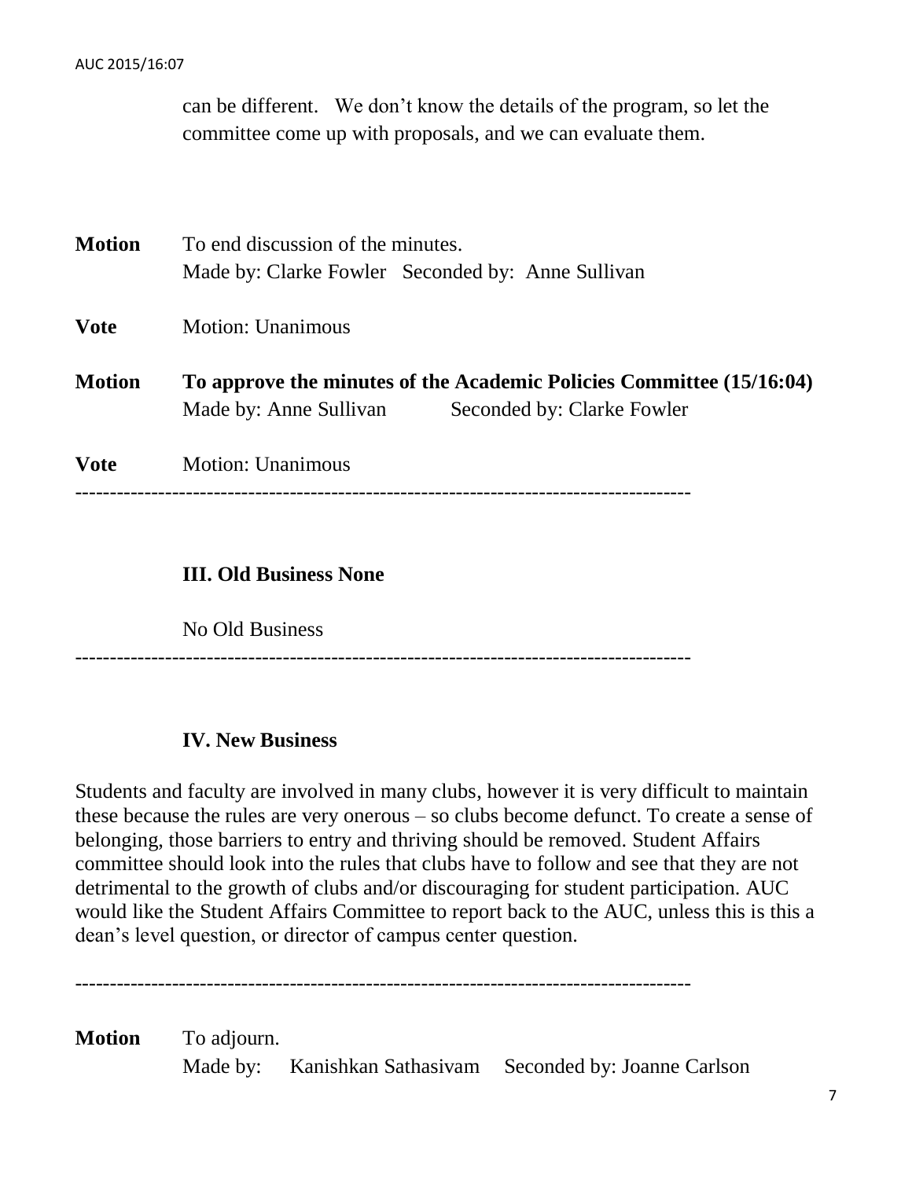can be different. We don't know the details of the program, so let the committee come up with proposals, and we can evaluate them.

**Motion** To end discussion of the minutes.
Made by: Clarke Fowler Seconded by: Anne Sullivan

**Vote** Motion: Unanimous

**Motion** **To approve the minutes of the Academic Policies Committee (15/16:04)**
Made by: Anne Sullivan Seconded by: Clarke Fowler

**Vote** Motion: Unanimous

---

### III. Old Business None

No Old Business

---

### IV. New Business

Students and faculty are involved in many clubs, however it is very difficult to maintain these because the rules are very onerous – so clubs become defunct. To create a sense of belonging, those barriers to entry and thriving should be removed. Student Affairs committee should look into the rules that clubs have to follow and see that they are not detrimental to the growth of clubs and/or discouraging for student participation. AUC would like the Student Affairs Committee to report back to the AUC, unless this is this a dean's level question, or director of campus center question.

---

**Motion** To adjourn.
Made by: Kanishkan Sathasivam Seconded by: Joanne Carlson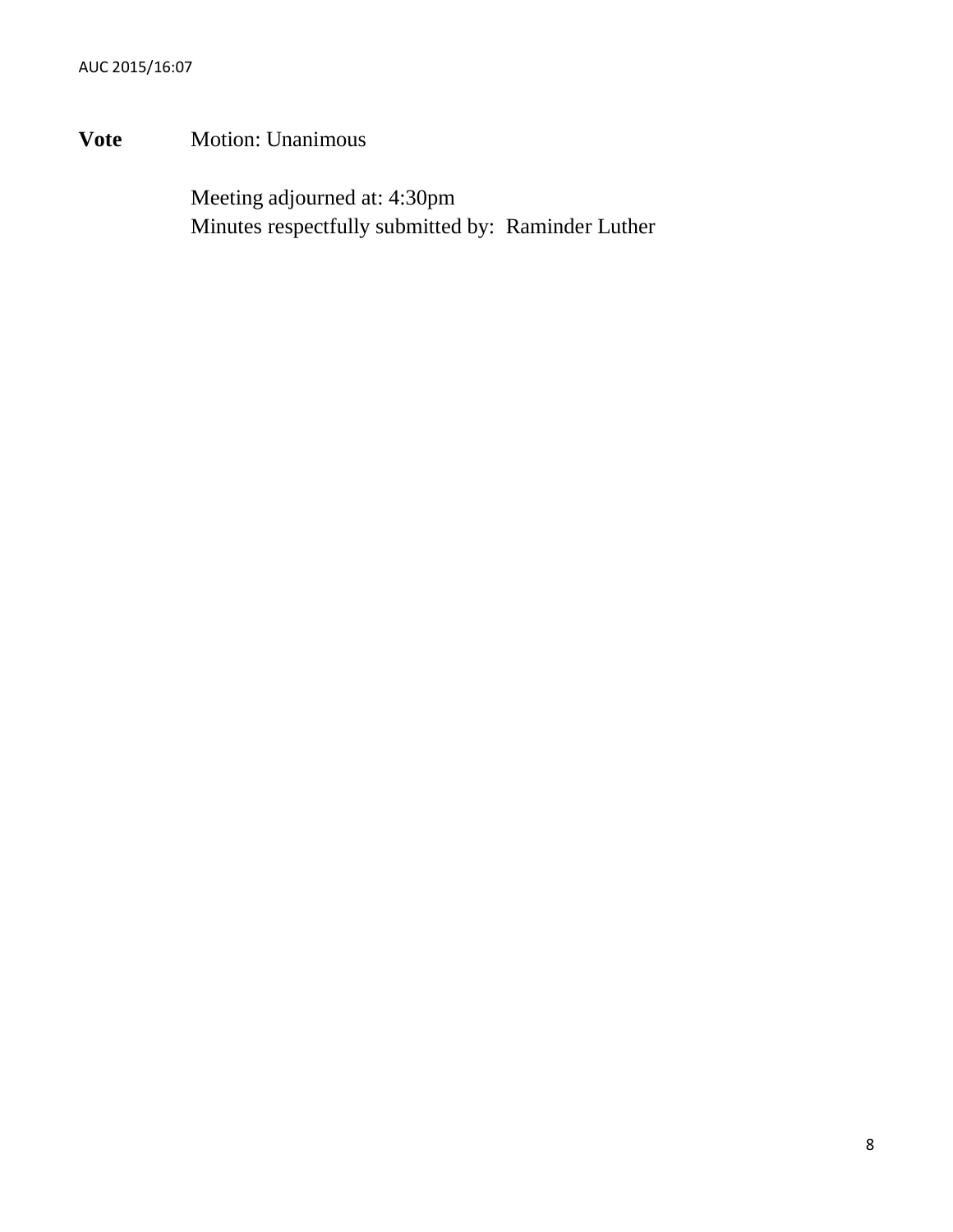**Vote** Motion: Unanimous

Meeting adjourned at: 4:30pm
Minutes respectfully submitted by: Raminder Luther